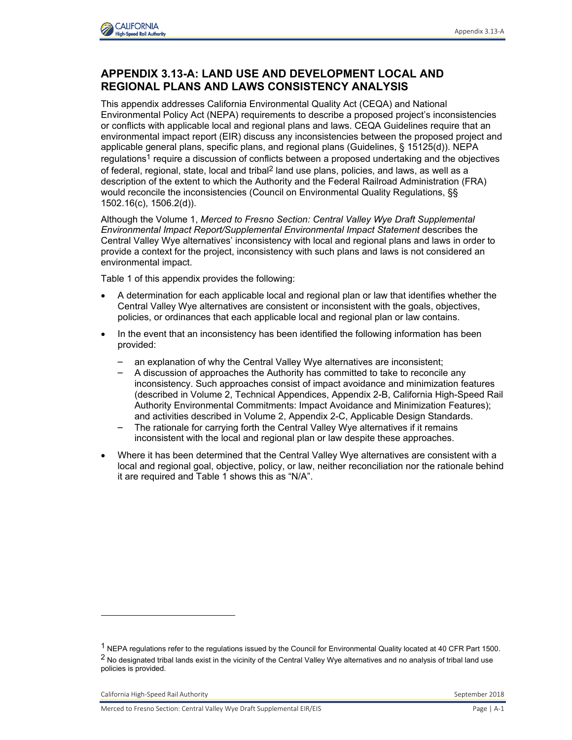## APPENDIX 3.13-A: LAND USE AND DEVELOPMENT LOCAL AND REGIONAL PLANS AND LAWS CONSISTENCY ANALYSIS

This appendix addresses California Environmental Quality Act (CEQA) and National Environmental Policy Act (NEPA) requirements to describe a proposed project's inconsistencies or conflicts with applicable local and regional plans and laws. CEQA Guidelines require that an environmental impact report (EIR) discuss any inconsistencies between the proposed project and applicable general plans, specific plans, and regional plans (Guidelines, § 15125(d)). NEPA regulations[1] require a discussion of conflicts between a proposed undertaking and the objectives of federal, regional, state, local and tribal[2] land use plans, policies, and laws, as well as a description of the extent to which the Authority and the Federal Railroad Administration (FRA) would reconcile the inconsistencies (Council on Environmental Quality Regulations, §§ 1502.16(c), 1506.2(d)).

Although the Volume 1, *Merced to Fresno Section: Central Valley Wye Draft Supplemental Environmental Impact Report/Supplemental Environmental Impact Statement* describes the Central Valley Wye alternatives' inconsistency with local and regional plans and laws in order to provide a context for the project, inconsistency with such plans and laws is not considered an environmental impact.

Table 1 of this appendix provides the following:

- A determination for each applicable local and regional plan or law that identifies whether the Central Valley Wye alternatives are consistent or inconsistent with the goals, objectives, policies, or ordinances that each applicable local and regional plan or law contains.
- In the event that an inconsistency has been identified the following information has been provided:
  - an explanation of why the Central Valley Wye alternatives are inconsistent;
  - A discussion of approaches the Authority has committed to take to reconcile any inconsistency. Such approaches consist of impact avoidance and minimization features (described in Volume 2, Technical Appendices, Appendix 2-B, California High-Speed Rail Authority Environmental Commitments: Impact Avoidance and Minimization Features); and activities described in Volume 2, Appendix 2-C, Applicable Design Standards.
  - The rationale for carrying forth the Central Valley Wye alternatives if it remains inconsistent with the local and regional plan or law despite these approaches.
- Where it has been determined that the Central Valley Wye alternatives are consistent with a local and regional goal, objective, policy, or law, neither reconciliation nor the rationale behind it are required and Table 1 shows this as "N/A".

---

[1] NEPA regulations refer to the regulations issued by the Council for Environmental Quality located at 40 CFR Part 1500.

[2] No designated tribal lands exist in the vicinity of the Central Valley Wye alternatives and no analysis of tribal land use policies is provided.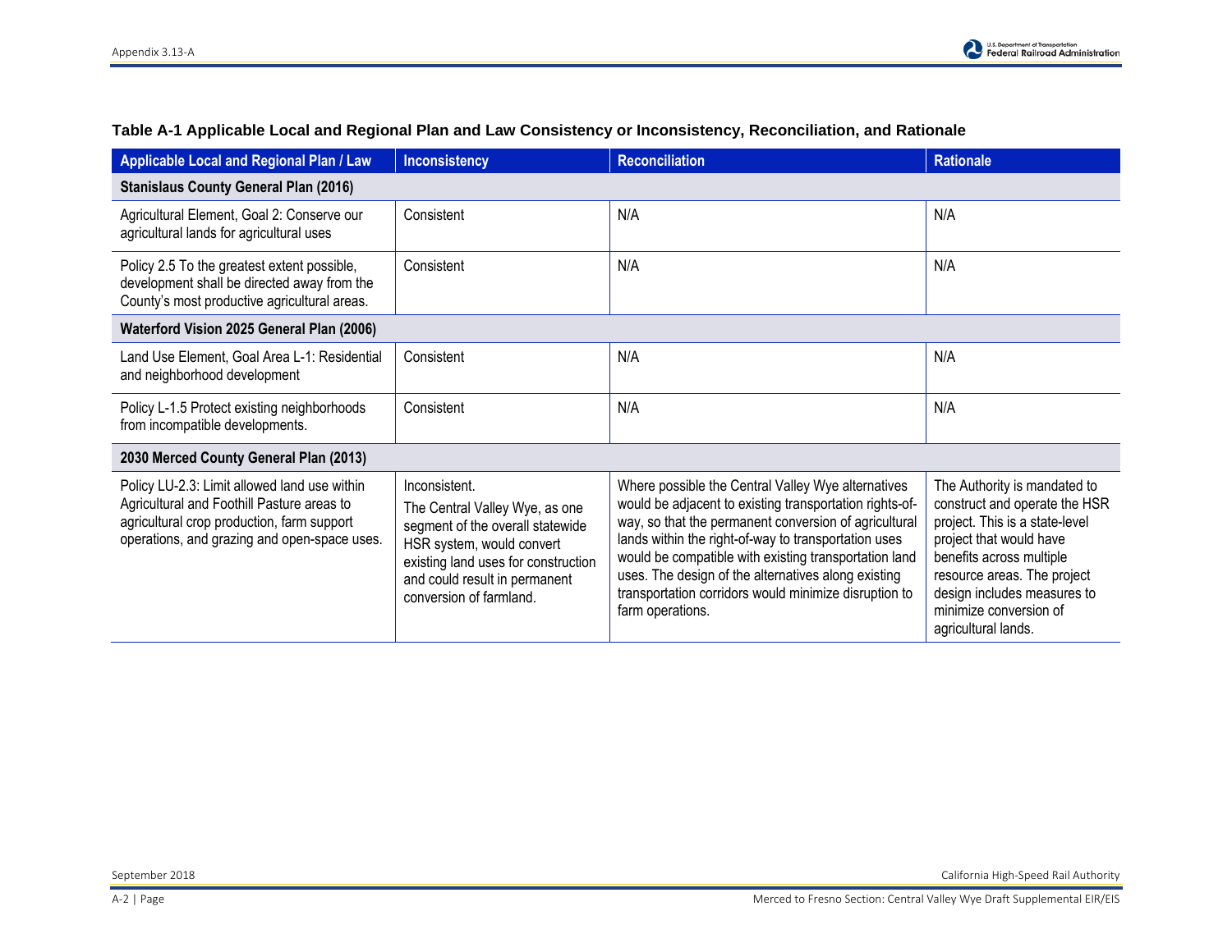**Table A-1 Applicable Local and Regional Plan and Law Consistency or Inconsistency, Reconciliation, and Rationale**

| Applicable Local and Regional Plan / Law | Inconsistency | Reconciliation | Rationale |
|---|---|---|---|
| **Stanislaus County General Plan (2016)** | | | |
| Agricultural Element, Goal 2: Conserve our agricultural lands for agricultural uses | Consistent | N/A | N/A |
| Policy 2.5 To the greatest extent possible, development shall be directed away from the County's most productive agricultural areas. | Consistent | N/A | N/A |
| **Waterford Vision 2025 General Plan (2006)** | | | |
| Land Use Element, Goal Area L-1: Residential and neighborhood development | Consistent | N/A | N/A |
| Policy L-1.5 Protect existing neighborhoods from incompatible developments. | Consistent | N/A | N/A |
| **2030 Merced County General Plan (2013)** | | | |
| Policy LU-2.3: Limit allowed land use within Agricultural and Foothill Pasture areas to agricultural crop production, farm support operations, and grazing and open-space uses. | Inconsistent. The Central Valley Wye, as one segment of the overall statewide HSR system, would convert existing land uses for construction and could result in permanent conversion of farmland. | Where possible the Central Valley Wye alternatives would be adjacent to existing transportation rights-of-way, so that the permanent conversion of agricultural lands within the right-of-way to transportation uses would be compatible with existing transportation land uses. The design of the alternatives along existing transportation corridors would minimize disruption to farm operations. | The Authority is mandated to construct and operate the HSR project. This is a state-level project that would have benefits across multiple resource areas. The project design includes measures to minimize conversion of agricultural lands. |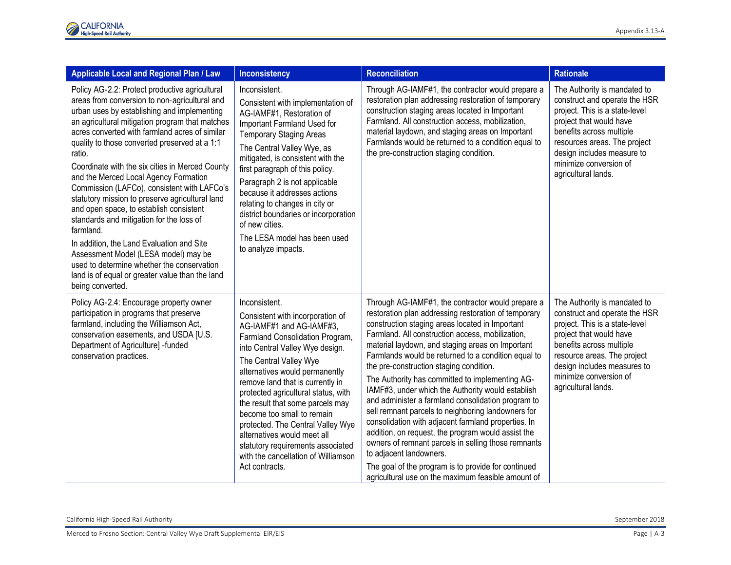| Applicable Local and Regional Plan / Law | Inconsistency | Reconciliation | Rationale |
|---|---|---|---|
| Policy AG-2.2: Protect productive agricultural areas from conversion to non-agricultural and urban uses by establishing and implementing an agricultural mitigation program that matches acres converted with farmland acres of similar quality to those converted preserved at a 1:1 ratio.<br><br>Coordinate with the six cities in Merced County and the Merced Local Agency Formation Commission (LAFCo), consistent with LAFCo's statutory mission to preserve agricultural land and open space, to establish consistent standards and mitigation for the loss of farmland.<br><br>In addition, the Land Evaluation and Site Assessment Model (LESA model) may be used to determine whether the conservation land is of equal or greater value than the land being converted. | Inconsistent.<br><br>Consistent with implementation of AG-IAMF#1, Restoration of Important Farmland Used for Temporary Staging Areas<br><br>The Central Valley Wye, as mitigated, is consistent with the first paragraph of this policy.<br><br>Paragraph 2 is not applicable because it addresses actions relating to changes in city or district boundaries or incorporation of new cities.<br><br>The LESA model has been used to analyze impacts. | Through AG-IAMF#1, the contractor would prepare a restoration plan addressing restoration of temporary construction staging areas located in Important Farmland. All construction access, mobilization, material laydown, and staging areas on Important Farmlands would be returned to a condition equal to the pre-construction staging condition. | The Authority is mandated to construct and operate the HSR project. This is a state-level project that would have benefits across multiple resources areas. The project design includes measure to minimize conversion of agricultural lands. |
| Policy AG-2.4: Encourage property owner participation in programs that preserve farmland, including the Williamson Act, conservation easements, and USDA [U.S. Department of Agriculture] -funded conservation practices. | Inconsistent.<br><br>Consistent with incorporation of AG-IAMF#1 and AG-IAMF#3, Farmland Consolidation Program, into Central Valley Wye design.<br><br>The Central Valley Wye alternatives would permanently remove land that is currently in protected agricultural status, with the result that some parcels may become too small to remain protected. The Central Valley Wye alternatives would meet all statutory requirements associated with the cancellation of Williamson Act contracts. | Through AG-IAMF#1, the contractor would prepare a restoration plan addressing restoration of temporary construction staging areas located in Important Farmland. All construction access, mobilization, material laydown, and staging areas on Important Farmlands would be returned to a condition equal to the pre-construction staging condition.<br><br>The Authority has committed to implementing AG-IAMF#3, under which the Authority would establish and administer a farmland consolidation program to sell remnant parcels to neighboring landowners for consolidation with adjacent farmland properties. In addition, on request, the program would assist the owners of remnant parcels in selling those remnants to adjacent landowners.<br><br>The goal of the program is to provide for continued agricultural use on the maximum feasible amount of | The Authority is mandated to construct and operate the HSR project. This is a state-level project that would have benefits across multiple resource areas. The project design includes measures to minimize conversion of agricultural lands. |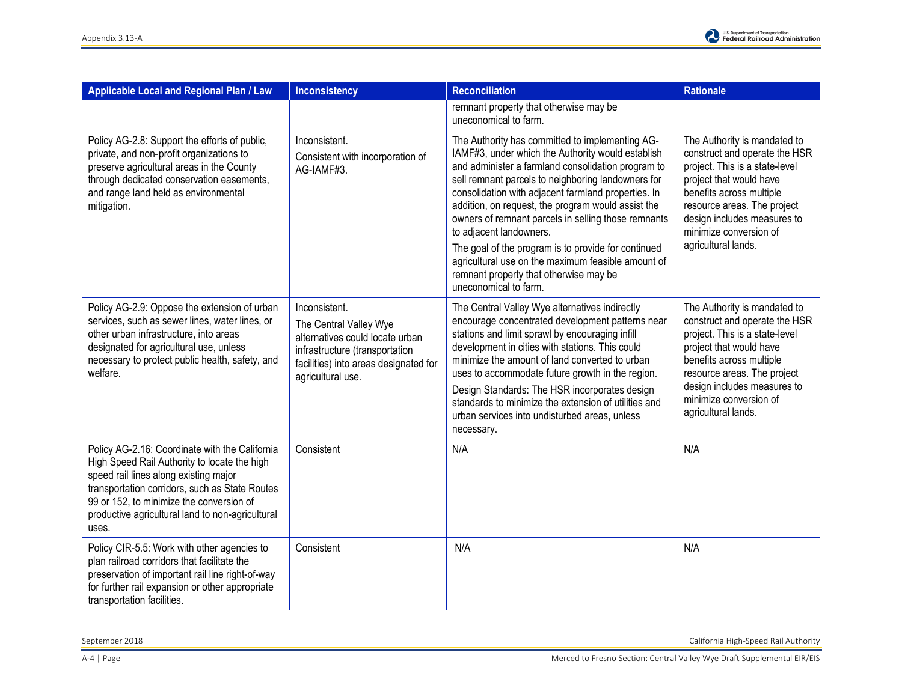| Applicable Local and Regional Plan / Law | Inconsistency | Reconciliation | Rationale |
|---|---|---|---|
| | | remnant property that otherwise may be uneconomical to farm. | |
| Policy AG-2.8: Support the efforts of public, private, and non-profit organizations to preserve agricultural areas in the County through dedicated conservation easements, and range land held as environmental mitigation. | Inconsistent.<br>Consistent with incorporation of AG-IAMF#3. | The Authority has committed to implementing AG-IAMF#3, under which the Authority would establish and administer a farmland consolidation program to sell remnant parcels to neighboring landowners for consolidation with adjacent farmland properties. In addition, on request, the program would assist the owners of remnant parcels in selling those remnants to adjacent landowners.<br>The goal of the program is to provide for continued agricultural use on the maximum feasible amount of remnant property that otherwise may be uneconomical to farm. | The Authority is mandated to construct and operate the HSR project. This is a state-level project that would have benefits across multiple resource areas. The project design includes measures to minimize conversion of agricultural lands. |
| Policy AG-2.9: Oppose the extension of urban services, such as sewer lines, water lines, or other urban infrastructure, into areas designated for agricultural use, unless necessary to protect public health, safety, and welfare. | Inconsistent.<br>The Central Valley Wye alternatives could locate urban infrastructure (transportation facilities) into areas designated for agricultural use. | The Central Valley Wye alternatives indirectly encourage concentrated development patterns near stations and limit sprawl by encouraging infill development in cities with stations. This could minimize the amount of land converted to urban uses to accommodate future growth in the region.<br>Design Standards: The HSR incorporates design standards to minimize the extension of utilities and urban services into undisturbed areas, unless necessary. | The Authority is mandated to construct and operate the HSR project. This is a state-level project that would have benefits across multiple resource areas. The project design includes measures to minimize conversion of agricultural lands. |
| Policy AG-2.16: Coordinate with the California High Speed Rail Authority to locate the high speed rail lines along existing major transportation corridors, such as State Routes 99 or 152, to minimize the conversion of productive agricultural land to non-agricultural uses. | Consistent | N/A | N/A |
| Policy CIR-5.5: Work with other agencies to plan railroad corridors that facilitate the preservation of important rail line right-of-way for further rail expansion or other appropriate transportation facilities. | Consistent | N/A | N/A |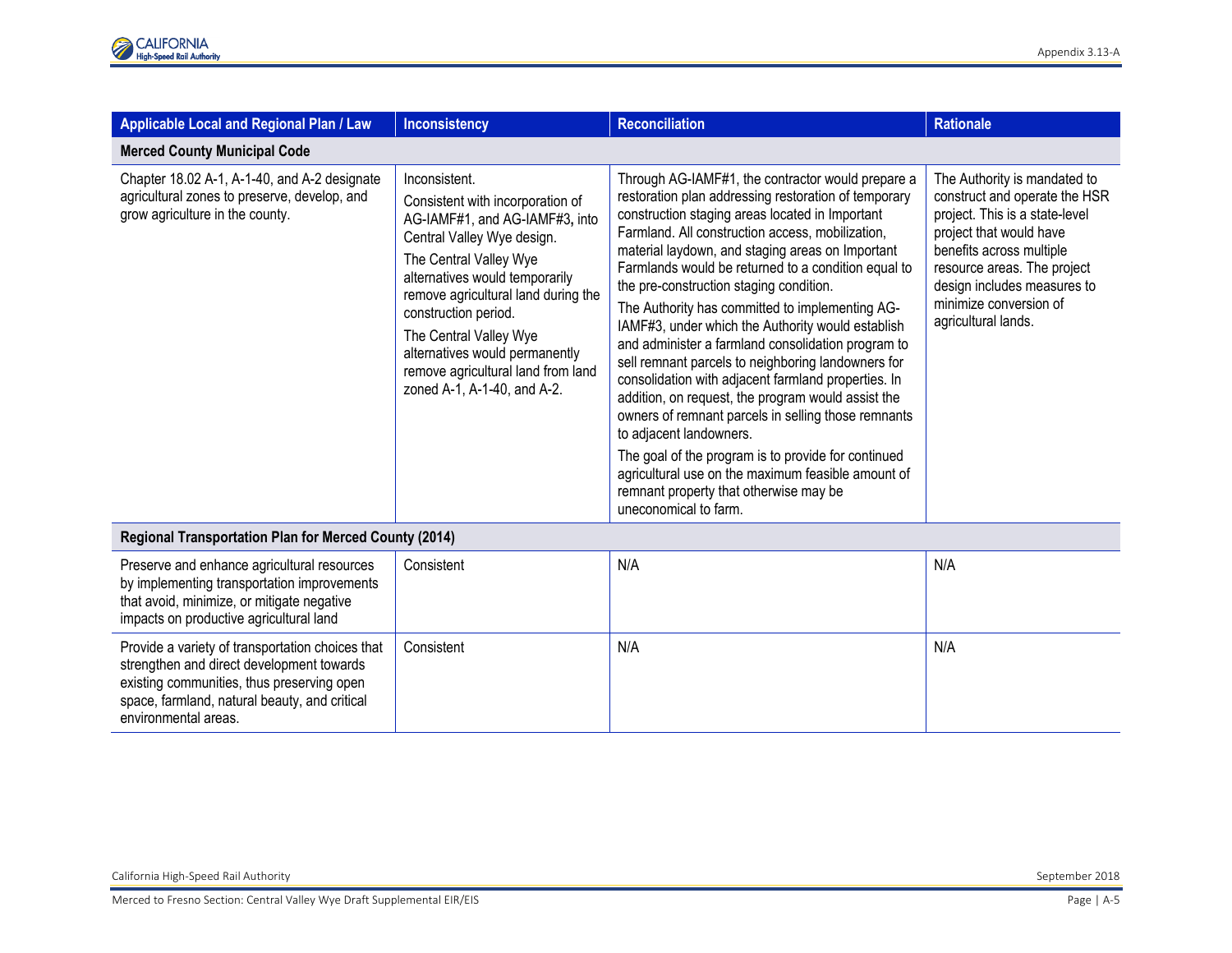| Applicable Local and Regional Plan / Law | Inconsistency | Reconciliation | Rationale |
|---|---|---|---|
| **Merced County Municipal Code** | | | |
| Chapter 18.02 A-1, A-1-40, and A-2 designate agricultural zones to preserve, develop, and grow agriculture in the county. | Inconsistent.<br><br>Consistent with incorporation of AG-IAMF#1, and AG-IAMF#3, into Central Valley Wye design.<br><br>The Central Valley Wye alternatives would temporarily remove agricultural land during the construction period.<br><br>The Central Valley Wye alternatives would permanently remove agricultural land from land zoned A-1, A-1-40, and A-2. | Through AG-IAMF#1, the contractor would prepare a restoration plan addressing restoration of temporary construction staging areas located in Important Farmland. All construction access, mobilization, material laydown, and staging areas on Important Farmlands would be returned to a condition equal to the pre-construction staging condition.<br><br>The Authority has committed to implementing AG-IAMF#3, under which the Authority would establish and administer a farmland consolidation program to sell remnant parcels to neighboring landowners for consolidation with adjacent farmland properties. In addition, on request, the program would assist the owners of remnant parcels in selling those remnants to adjacent landowners.<br><br>The goal of the program is to provide for continued agricultural use on the maximum feasible amount of remnant property that otherwise may be uneconomical to farm. | The Authority is mandated to construct and operate the HSR project. This is a state-level project that would have benefits across multiple resource areas. The project design includes measures to minimize conversion of agricultural lands. |
| **Regional Transportation Plan for Merced County (2014)** | | | |
| Preserve and enhance agricultural resources by implementing transportation improvements that avoid, minimize, or mitigate negative impacts on productive agricultural land | Consistent | N/A | N/A |
| Provide a variety of transportation choices that strengthen and direct development towards existing communities, thus preserving open space, farmland, natural beauty, and critical environmental areas. | Consistent | N/A | N/A |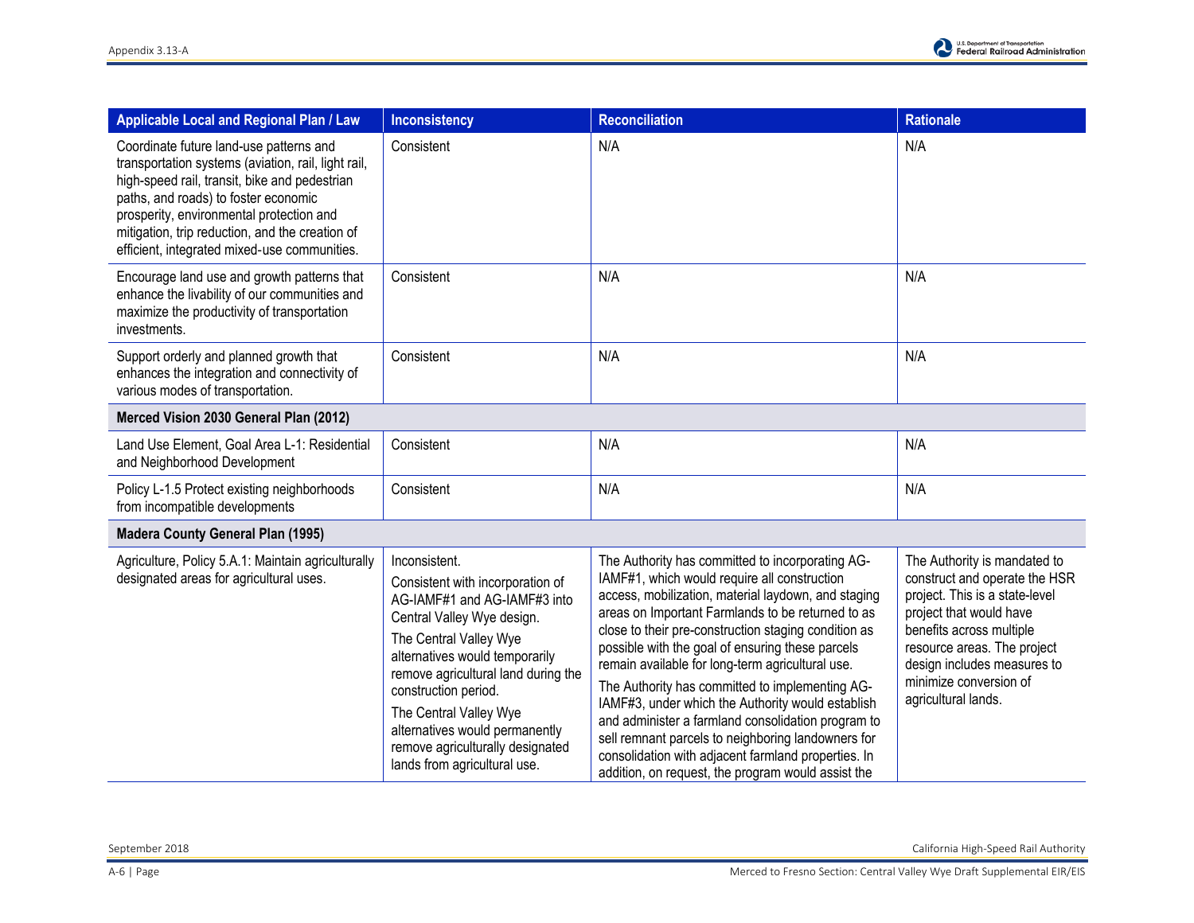| Applicable Local and Regional Plan / Law | Inconsistency | Reconciliation | Rationale |
|---|---|---|---|
| Coordinate future land-use patterns and transportation systems (aviation, rail, light rail, high-speed rail, transit, bike and pedestrian paths, and roads) to foster economic prosperity, environmental protection and mitigation, trip reduction, and the creation of efficient, integrated mixed-use communities. | Consistent | N/A | N/A |
| Encourage land use and growth patterns that enhance the livability of our communities and maximize the productivity of transportation investments. | Consistent | N/A | N/A |
| Support orderly and planned growth that enhances the integration and connectivity of various modes of transportation. | Consistent | N/A | N/A |
| **Merced Vision 2030 General Plan (2012)** | | | |
| Land Use Element, Goal Area L-1: Residential and Neighborhood Development | Consistent | N/A | N/A |
| Policy L-1.5 Protect existing neighborhoods from incompatible developments | Consistent | N/A | N/A |
| **Madera County General Plan (1995)** | | | |
| Agriculture, Policy 5.A.1: Maintain agriculturally designated areas for agricultural uses. | Inconsistent.<br>Consistent with incorporation of AG-IAMF#1 and AG-IAMF#3 into Central Valley Wye design.<br>The Central Valley Wye alternatives would temporarily remove agricultural land during the construction period.<br>The Central Valley Wye alternatives would permanently remove agriculturally designated lands from agricultural use. | The Authority has committed to incorporating AG-IAMF#1, which would require all construction access, mobilization, material laydown, and staging areas on Important Farmlands to be returned to as close to their pre-construction staging condition as possible with the goal of ensuring these parcels remain available for long-term agricultural use.<br>The Authority has committed to implementing AG-IAMF#3, under which the Authority would establish and administer a farmland consolidation program to sell remnant parcels to neighboring landowners for consolidation with adjacent farmland properties. In addition, on request, the program would assist the | The Authority is mandated to construct and operate the HSR project. This is a state-level project that would have benefits across multiple resource areas. The project design includes measures to minimize conversion of agricultural lands. |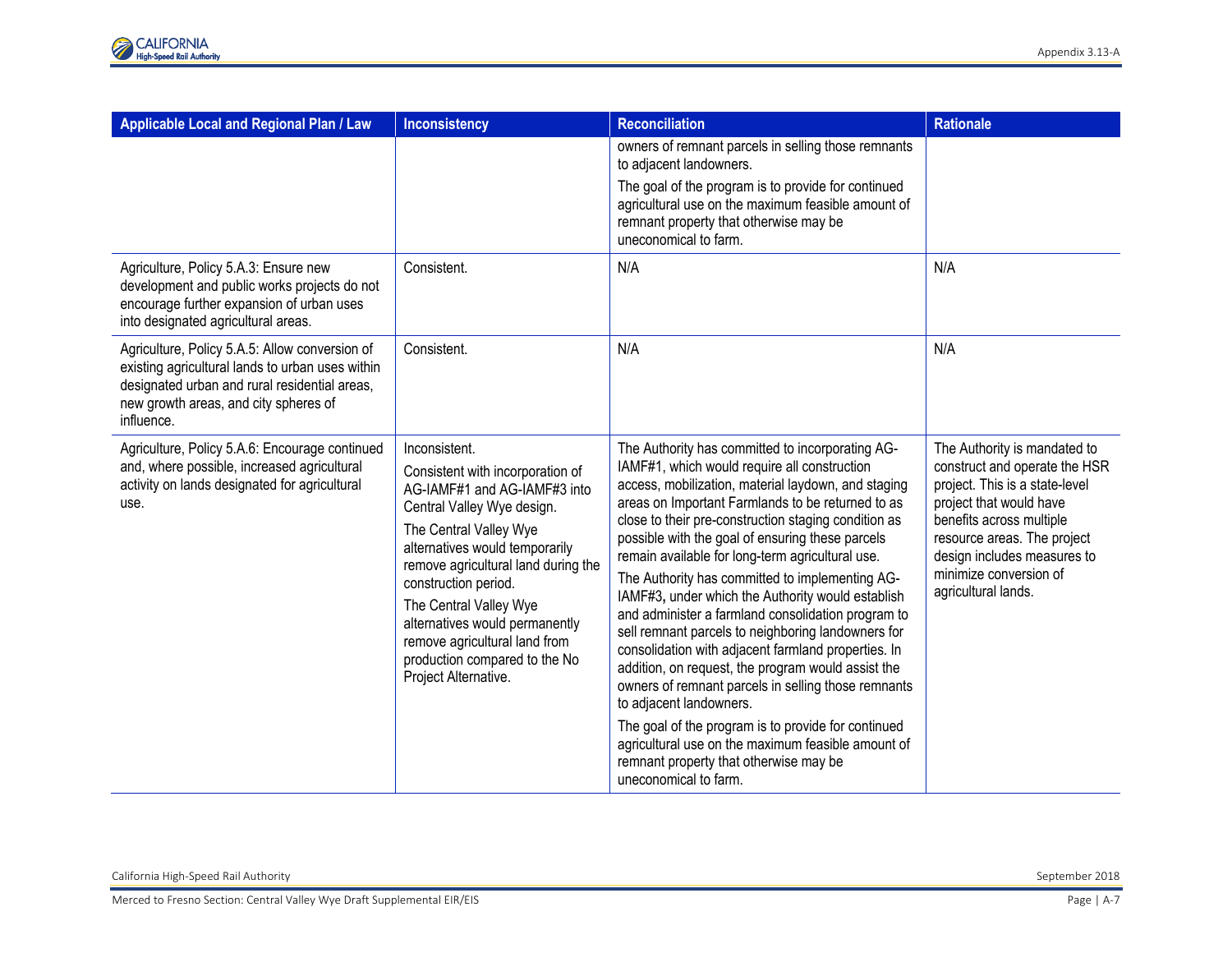| Applicable Local and Regional Plan / Law | Inconsistency | Reconciliation | Rationale |
|---|---|---|---|
| | | owners of remnant parcels in selling those remnants to adjacent landowners.<br>The goal of the program is to provide for continued agricultural use on the maximum feasible amount of remnant property that otherwise may be uneconomical to farm. | |
| Agriculture, Policy 5.A.3: Ensure new development and public works projects do not encourage further expansion of urban uses into designated agricultural areas. | Consistent. | N/A | N/A |
| Agriculture, Policy 5.A.5: Allow conversion of existing agricultural lands to urban uses within designated urban and rural residential areas, new growth areas, and city spheres of influence. | Consistent. | N/A | N/A |
| Agriculture, Policy 5.A.6: Encourage continued and, where possible, increased agricultural activity on lands designated for agricultural use. | Inconsistent.<br>Consistent with incorporation of AG-IAMF#1 and AG-IAMF#3 into Central Valley Wye design.<br>The Central Valley Wye alternatives would temporarily remove agricultural land during the construction period.<br>The Central Valley Wye alternatives would permanently remove agricultural land from production compared to the No Project Alternative. | The Authority has committed to incorporating AG-IAMF#1, which would require all construction access, mobilization, material laydown, and staging areas on Important Farmlands to be returned to as close to their pre-construction staging condition as possible with the goal of ensuring these parcels remain available for long-term agricultural use.<br>The Authority has committed to implementing AG-IAMF#3, under which the Authority would establish and administer a farmland consolidation program to sell remnant parcels to neighboring landowners for consolidation with adjacent farmland properties. In addition, on request, the program would assist the owners of remnant parcels in selling those remnants to adjacent landowners.<br>The goal of the program is to provide for continued agricultural use on the maximum feasible amount of remnant property that otherwise may be uneconomical to farm. | The Authority is mandated to construct and operate the HSR project. This is a state-level project that would have benefits across multiple resource areas. The project design includes measures to minimize conversion of agricultural lands. |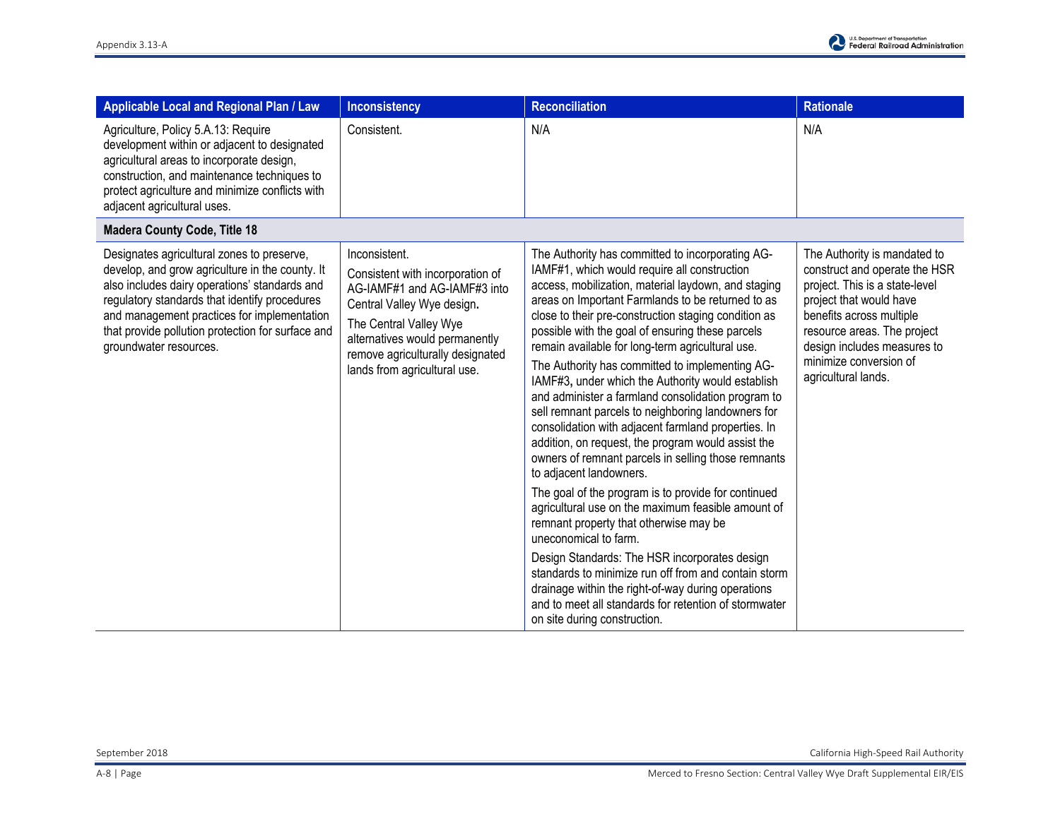| Applicable Local and Regional Plan / Law | Inconsistency | Reconciliation | Rationale |
|---|---|---|---|
| Agriculture, Policy 5.A.13: Require development within or adjacent to designated agricultural areas to incorporate design, construction, and maintenance techniques to protect agriculture and minimize conflicts with adjacent agricultural uses. | Consistent. | N/A | N/A |
| **Madera County Code, Title 18** | | | |
| Designates agricultural zones to preserve, develop, and grow agriculture in the county. It also includes dairy operations' standards and regulatory standards that identify procedures and management practices for implementation that provide pollution protection for surface and groundwater resources. | Inconsistent.<br><br>Consistent with incorporation of AG-IAMF#1 and AG-IAMF#3 into Central Valley Wye design.<br><br>The Central Valley Wye alternatives would permanently remove agriculturally designated lands from agricultural use. | The Authority has committed to incorporating AG-IAMF#1, which would require all construction access, mobilization, material laydown, and staging areas on Important Farmlands to be returned to as close to their pre-construction staging condition as possible with the goal of ensuring these parcels remain available for long-term agricultural use.<br><br>The Authority has committed to implementing AG-IAMF#3, under which the Authority would establish and administer a farmland consolidation program to sell remnant parcels to neighboring landowners for consolidation with adjacent farmland properties. In addition, on request, the program would assist the owners of remnant parcels in selling those remnants to adjacent landowners.<br><br>The goal of the program is to provide for continued agricultural use on the maximum feasible amount of remnant property that otherwise may be uneconomical to farm.<br><br>Design Standards: The HSR incorporates design standards to minimize run off from and contain storm drainage within the right-of-way during operations and to meet all standards for retention of stormwater on site during construction. | The Authority is mandated to construct and operate the HSR project. This is a state-level project that would have benefits across multiple resource areas. The project design includes measures to minimize conversion of agricultural lands. |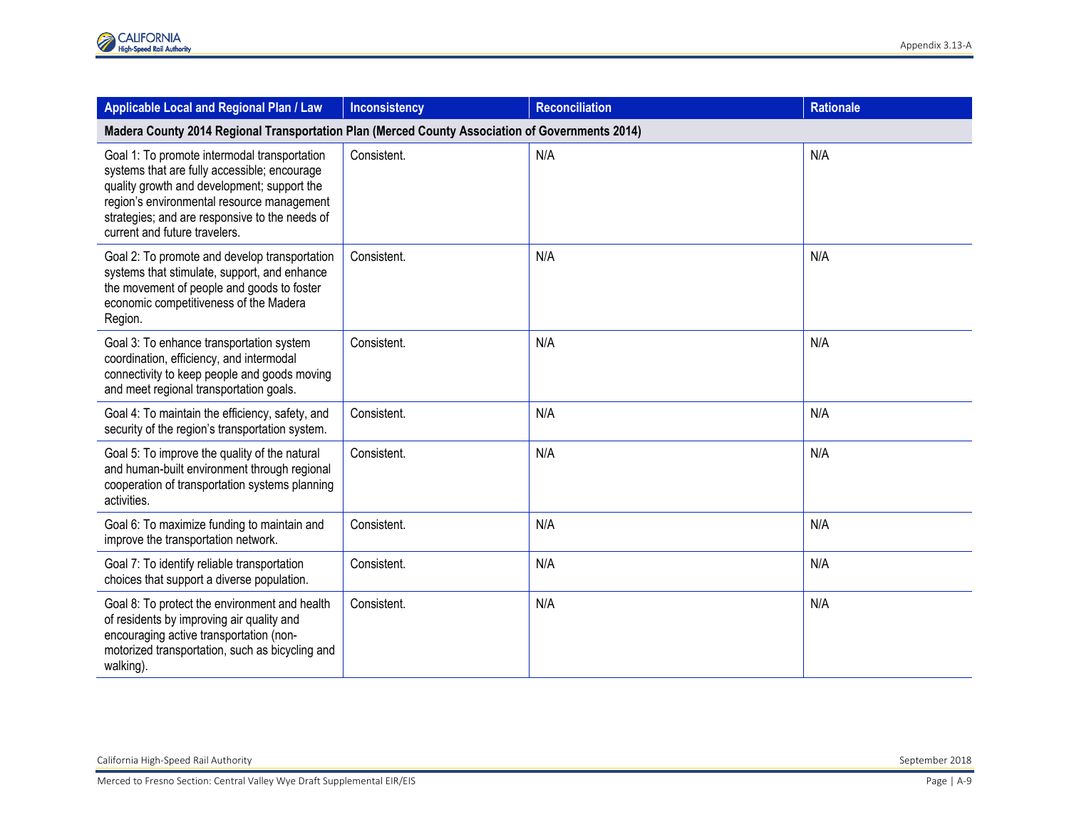| Applicable Local and Regional Plan / Law | Inconsistency | Reconciliation | Rationale |
|---|---|---|---|
| **Madera County 2014 Regional Transportation Plan (Merced County Association of Governments 2014)** | | | |
| Goal 1: To promote intermodal transportation systems that are fully accessible; encourage quality growth and development; support the region's environmental resource management strategies; and are responsive to the needs of current and future travelers. | Consistent. | N/A | N/A |
| Goal 2: To promote and develop transportation systems that stimulate, support, and enhance the movement of people and goods to foster economic competitiveness of the Madera Region. | Consistent. | N/A | N/A |
| Goal 3: To enhance transportation system coordination, efficiency, and intermodal connectivity to keep people and goods moving and meet regional transportation goals. | Consistent. | N/A | N/A |
| Goal 4: To maintain the efficiency, safety, and security of the region's transportation system. | Consistent. | N/A | N/A |
| Goal 5: To improve the quality of the natural and human-built environment through regional cooperation of transportation systems planning activities. | Consistent. | N/A | N/A |
| Goal 6: To maximize funding to maintain and improve the transportation network. | Consistent. | N/A | N/A |
| Goal 7: To identify reliable transportation choices that support a diverse population. | Consistent. | N/A | N/A |
| Goal 8: To protect the environment and health of residents by improving air quality and encouraging active transportation (non-motorized transportation, such as bicycling and walking). | Consistent. | N/A | N/A |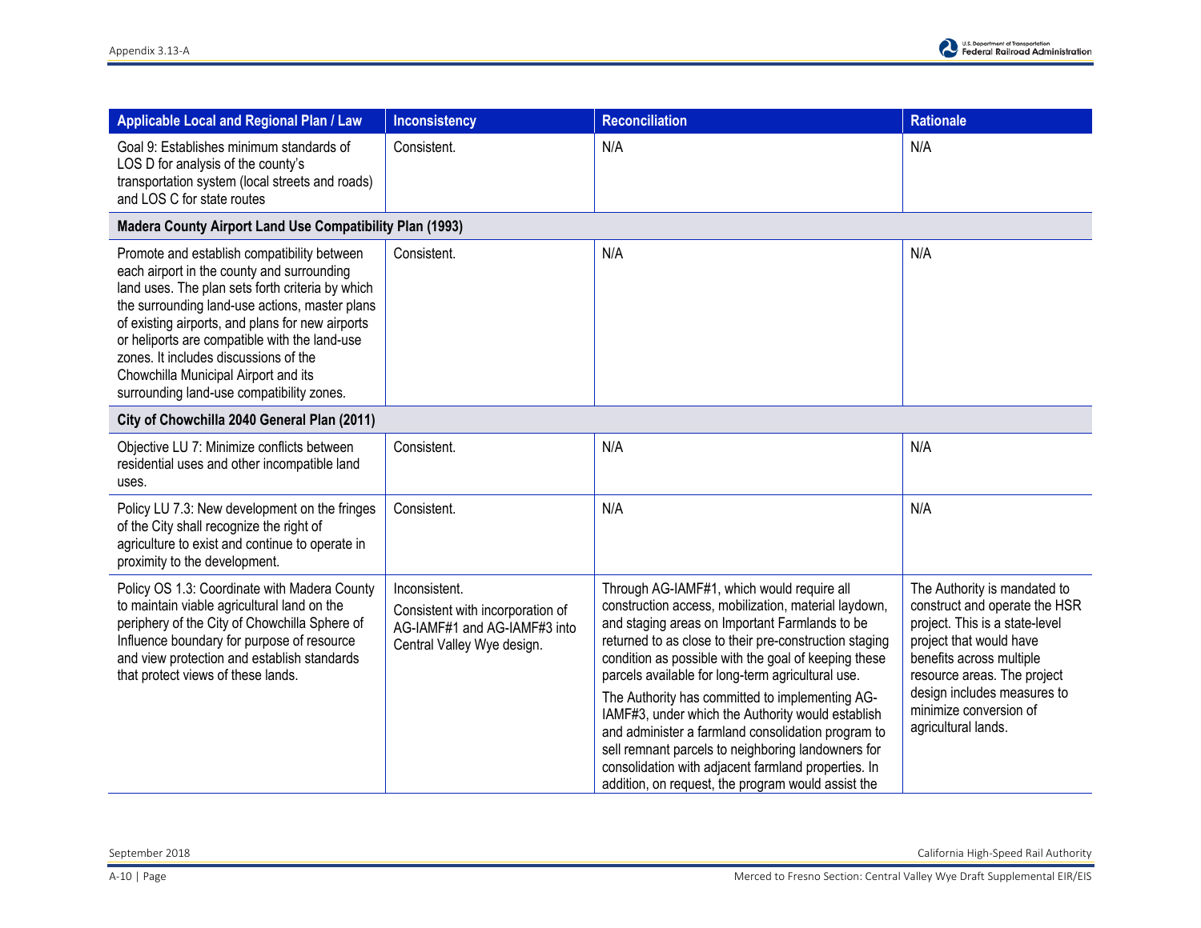| Applicable Local and Regional Plan / Law | Inconsistency | Reconciliation | Rationale |
|---|---|---|---|
| Goal 9: Establishes minimum standards of LOS D for analysis of the county's transportation system (local streets and roads) and LOS C for state routes | Consistent. | N/A | N/A |
| **Madera County Airport Land Use Compatibility Plan (1993)** | | | |
| Promote and establish compatibility between each airport in the county and surrounding land uses. The plan sets forth criteria by which the surrounding land-use actions, master plans of existing airports, and plans for new airports or heliports are compatible with the land-use zones. It includes discussions of the Chowchilla Municipal Airport and its surrounding land-use compatibility zones. | Consistent. | N/A | N/A |
| **City of Chowchilla 2040 General Plan (2011)** | | | |
| Objective LU 7: Minimize conflicts between residential uses and other incompatible land uses. | Consistent. | N/A | N/A |
| Policy LU 7.3: New development on the fringes of the City shall recognize the right of agriculture to exist and continue to operate in proximity to the development. | Consistent. | N/A | N/A |
| Policy OS 1.3: Coordinate with Madera County to maintain viable agricultural land on the periphery of the City of Chowchilla Sphere of Influence boundary for purpose of resource and view protection and establish standards that protect views of these lands. | Inconsistent.<br>Consistent with incorporation of AG-IAMF#1 and AG-IAMF#3 into Central Valley Wye design. | Through AG-IAMF#1, which would require all construction access, mobilization, material laydown, and staging areas on Important Farmlands to be returned to as close to their pre-construction staging condition as possible with the goal of keeping these parcels available for long-term agricultural use.<br>The Authority has committed to implementing AG-IAMF#3, under which the Authority would establish and administer a farmland consolidation program to sell remnant parcels to neighboring landowners for consolidation with adjacent farmland properties. In addition, on request, the program would assist the | The Authority is mandated to construct and operate the HSR project. This is a state-level project that would have benefits across multiple resource areas. The project design includes measures to minimize conversion of agricultural lands. |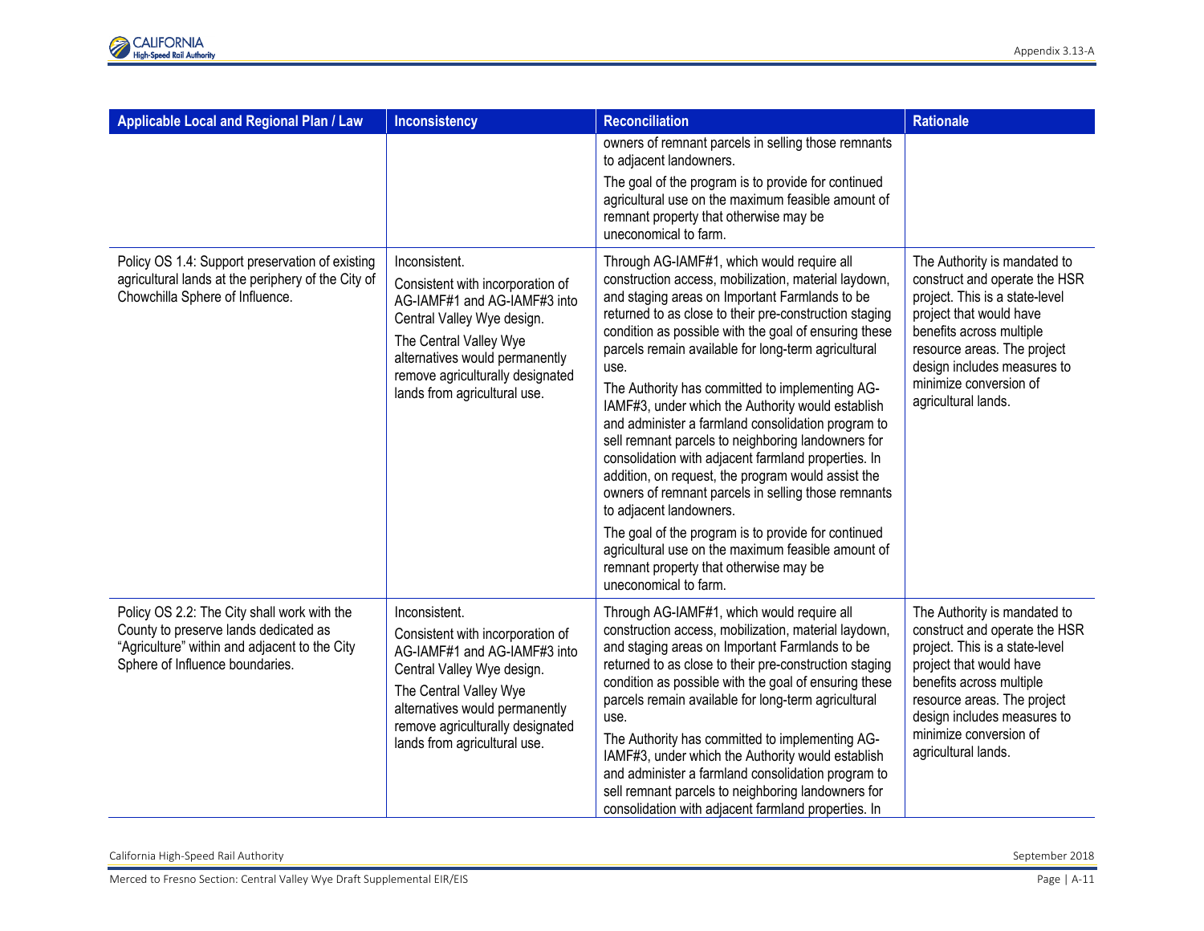| Applicable Local and Regional Plan / Law | Inconsistency | Reconciliation | Rationale |
|---|---|---|---|
| | | owners of remnant parcels in selling those remnants to adjacent landowners.<br>The goal of the program is to provide for continued agricultural use on the maximum feasible amount of remnant property that otherwise may be uneconomical to farm. | |
| Policy OS 1.4: Support preservation of existing agricultural lands at the periphery of the City of Chowchilla Sphere of Influence. | Inconsistent.<br>Consistent with incorporation of AG-IAMF#1 and AG-IAMF#3 into Central Valley Wye design.<br>The Central Valley Wye alternatives would permanently remove agriculturally designated lands from agricultural use. | Through AG-IAMF#1, which would require all construction access, mobilization, material laydown, and staging areas on Important Farmlands to be returned to as close to their pre-construction staging condition as possible with the goal of ensuring these parcels remain available for long-term agricultural use.<br>The Authority has committed to implementing AG-IAMF#3, under which the Authority would establish and administer a farmland consolidation program to sell remnant parcels to neighboring landowners for consolidation with adjacent farmland properties. In addition, on request, the program would assist the owners of remnant parcels in selling those remnants to adjacent landowners.<br>The goal of the program is to provide for continued agricultural use on the maximum feasible amount of remnant property that otherwise may be uneconomical to farm. | The Authority is mandated to construct and operate the HSR project. This is a state-level project that would have benefits across multiple resource areas. The project design includes measures to minimize conversion of agricultural lands. |
| Policy OS 2.2: The City shall work with the County to preserve lands dedicated as "Agriculture" within and adjacent to the City Sphere of Influence boundaries. | Inconsistent.<br>Consistent with incorporation of AG-IAMF#1 and AG-IAMF#3 into Central Valley Wye design.<br>The Central Valley Wye alternatives would permanently remove agriculturally designated lands from agricultural use. | Through AG-IAMF#1, which would require all construction access, mobilization, material laydown, and staging areas on Important Farmlands to be returned to as close to their pre-construction staging condition as possible with the goal of ensuring these parcels remain available for long-term agricultural use.<br>The Authority has committed to implementing AG-IAMF#3, under which the Authority would establish and administer a farmland consolidation program to sell remnant parcels to neighboring landowners for consolidation with adjacent farmland properties. In | The Authority is mandated to construct and operate the HSR project. This is a state-level project that would have benefits across multiple resource areas. The project design includes measures to minimize conversion of agricultural lands. |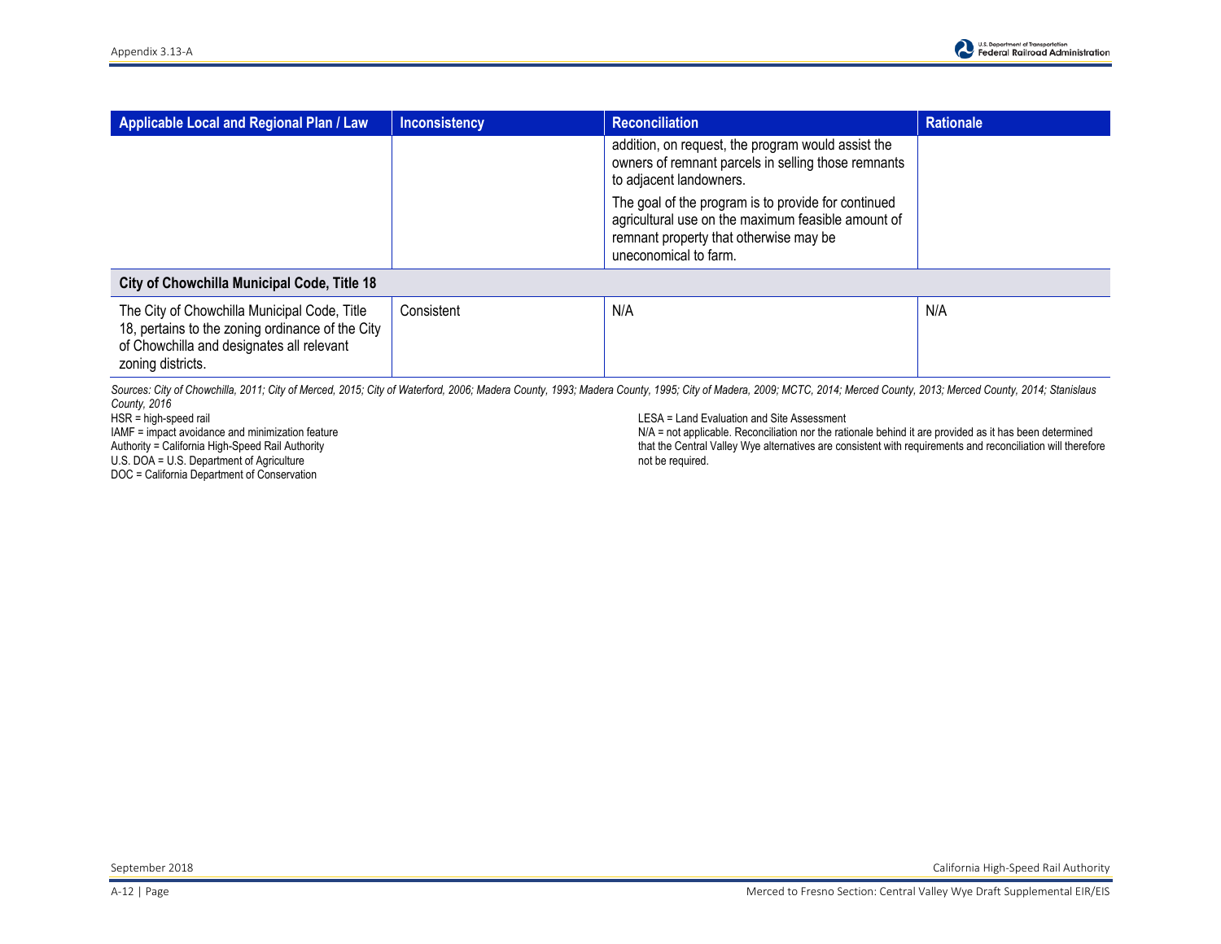| Applicable Local and Regional Plan / Law | Inconsistency | Reconciliation | Rationale |
|---|---|---|---|
| | | addition, on request, the program would assist the owners of remnant parcels in selling those remnants to adjacent landowners.<br><br>The goal of the program is to provide for continued agricultural use on the maximum feasible amount of remnant property that otherwise may be uneconomical to farm. | |
| **City of Chowchilla Municipal Code, Title 18** | | | |
| The City of Chowchilla Municipal Code, Title 18, pertains to the zoning ordinance of the City of Chowchilla and designates all relevant zoning districts. | Consistent | N/A | N/A |

*Sources: City of Chowchilla, 2011; City of Merced, 2015; City of Waterford, 2006; Madera County, 1993; Madera County, 1995; City of Madera, 2009; MCTC, 2014; Merced County, 2013; Merced County, 2014; Stanislaus County, 2016*

HSR = high-speed rail
IAMF = impact avoidance and minimization feature
Authority = California High-Speed Rail Authority
U.S. DOA = U.S. Department of Agriculture
DOC = California Department of Conservation
LESA = Land Evaluation and Site Assessment
N/A = not applicable. Reconciliation nor the rationale behind it are provided as it has been determined that the Central Valley Wye alternatives are consistent with requirements and reconciliation will therefore not be required.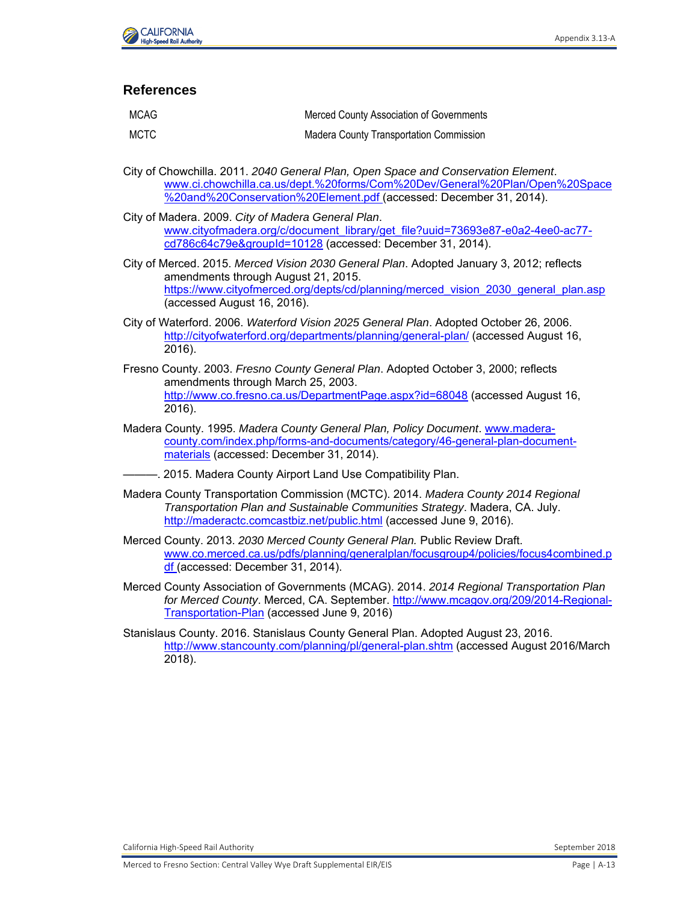## References

| | |
|---|---|
| MCAG | Merced County Association of Governments |
| MCTC | Madera County Transportation Commission |

City of Chowchilla. 2011. *2040 General Plan, Open Space and Conservation Element*. www.ci.chowchilla.ca.us/dept.%20forms/Com%20Dev/General%20Plan/Open%20Space%20and%20Conservation%20Element.pdf (accessed: December 31, 2014).

City of Madera. 2009. *City of Madera General Plan*. www.cityofmadera.org/c/document_library/get_file?uuid=73693e87-e0a2-4ee0-ac77-cd786c64c79e&groupId=10128 (accessed: December 31, 2014).

City of Merced. 2015. *Merced Vision 2030 General Plan*. Adopted January 3, 2012; reflects amendments through August 21, 2015. https://www.cityofmerced.org/depts/cd/planning/merced_vision_2030_general_plan.asp (accessed August 16, 2016).

City of Waterford. 2006. *Waterford Vision 2025 General Plan*. Adopted October 26, 2006. http://cityofwaterford.org/departments/planning/general-plan/ (accessed August 16, 2016).

Fresno County. 2003. *Fresno County General Plan*. Adopted October 3, 2000; reflects amendments through March 25, 2003. http://www.co.fresno.ca.us/DepartmentPage.aspx?id=68048 (accessed August 16, 2016).

Madera County. 1995. *Madera County General Plan, Policy Document*. www.madera-county.com/index.php/forms-and-documents/category/46-general-plan-document-materials (accessed: December 31, 2014).

———. 2015. Madera County Airport Land Use Compatibility Plan.

Madera County Transportation Commission (MCTC). 2014. *Madera County 2014 Regional Transportation Plan and Sustainable Communities Strategy*. Madera, CA. July. http://maderactc.comcastbiz.net/public.html (accessed June 9, 2016).

Merced County. 2013. *2030 Merced County General Plan.* Public Review Draft. www.co.merced.ca.us/pdfs/planning/generalplan/focusgroup4/policies/focus4combined.pdf (accessed: December 31, 2014).

Merced County Association of Governments (MCAG). 2014. *2014 Regional Transportation Plan for Merced County*. Merced, CA. September. http://www.mcagov.org/209/2014-Regional-Transportation-Plan (accessed June 9, 2016)

Stanislaus County. 2016. Stanislaus County General Plan. Adopted August 23, 2016. http://www.stancounty.com/planning/pl/general-plan.shtm (accessed August 2016/March 2018).